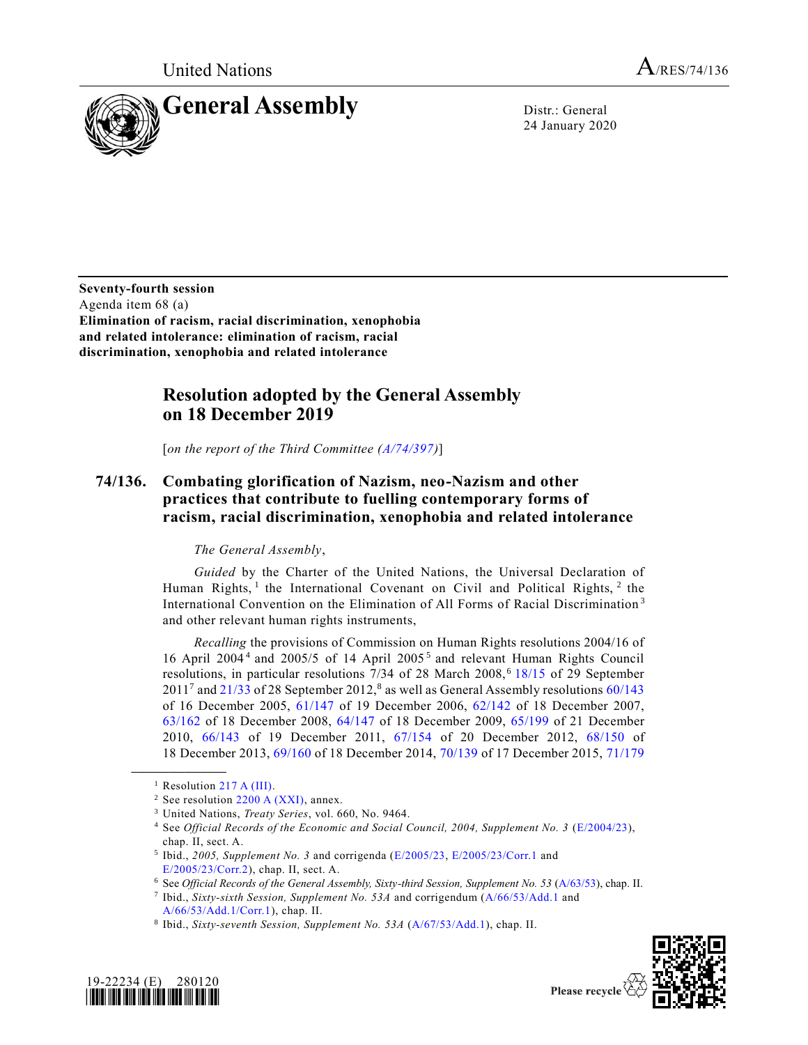United Nations A/RES/74/136

# General Assembly

Distr.: General
24 January 2020

**Seventy-fourth session**
Agenda item 68 (a)
**Elimination of racism, racial discrimination, xenophobia and related intolerance: elimination of racism, racial discrimination, xenophobia and related intolerance**

## Resolution adopted by the General Assembly on 18 December 2019

[*on the report of the Third Committee (A/74/397)*]

### 74/136. Combating glorification of Nazism, neo-Nazism and other practices that contribute to fuelling contemporary forms of racism, racial discrimination, xenophobia and related intolerance

*The General Assembly*,

*Guided* by the Charter of the United Nations, the Universal Declaration of Human Rights,[1] the International Covenant on Civil and Political Rights,[2] the International Convention on the Elimination of All Forms of Racial Discrimination[3] and other relevant human rights instruments,

*Recalling* the provisions of Commission on Human Rights resolutions 2004/16 of 16 April 2004[4] and 2005/5 of 14 April 2005[5] and relevant Human Rights Council resolutions, in particular resolutions 7/34 of 28 March 2008,[6] 18/15 of 29 September 2011[7] and 21/33 of 28 September 2012,[8] as well as General Assembly resolutions 60/143 of 16 December 2005, 61/147 of 19 December 2006, 62/142 of 18 December 2007, 63/162 of 18 December 2008, 64/147 of 18 December 2009, 65/199 of 21 December 2010, 66/143 of 19 December 2011, 67/154 of 20 December 2012, 68/150 of 18 December 2013, 69/160 of 18 December 2014, 70/139 of 17 December 2015, 71/179

---

[1] Resolution 217 A (III).

[2] See resolution 2200 A (XXI), annex.

[3] United Nations, *Treaty Series*, vol. 660, No. 9464.

[4] See *Official Records of the Economic and Social Council, 2004, Supplement No. 3* (E/2004/23), chap. II, sect. A.

[5] Ibid., *2005, Supplement No. 3* and corrigenda (E/2005/23, E/2005/23/Corr.1 and E/2005/23/Corr.2), chap. II, sect. A.

[6] See *Official Records of the General Assembly, Sixty-third Session, Supplement No. 53* (A/63/53), chap. II.

[7] Ibid., *Sixty-sixth Session, Supplement No. 53A* and corrigendum (A/66/53/Add.1 and A/66/53/Add.1/Corr.1), chap. II.

[8] Ibid., *Sixty-seventh Session, Supplement No. 53A* (A/67/53/Add.1), chap. II.

19-22234 (E) 280120

Please recycle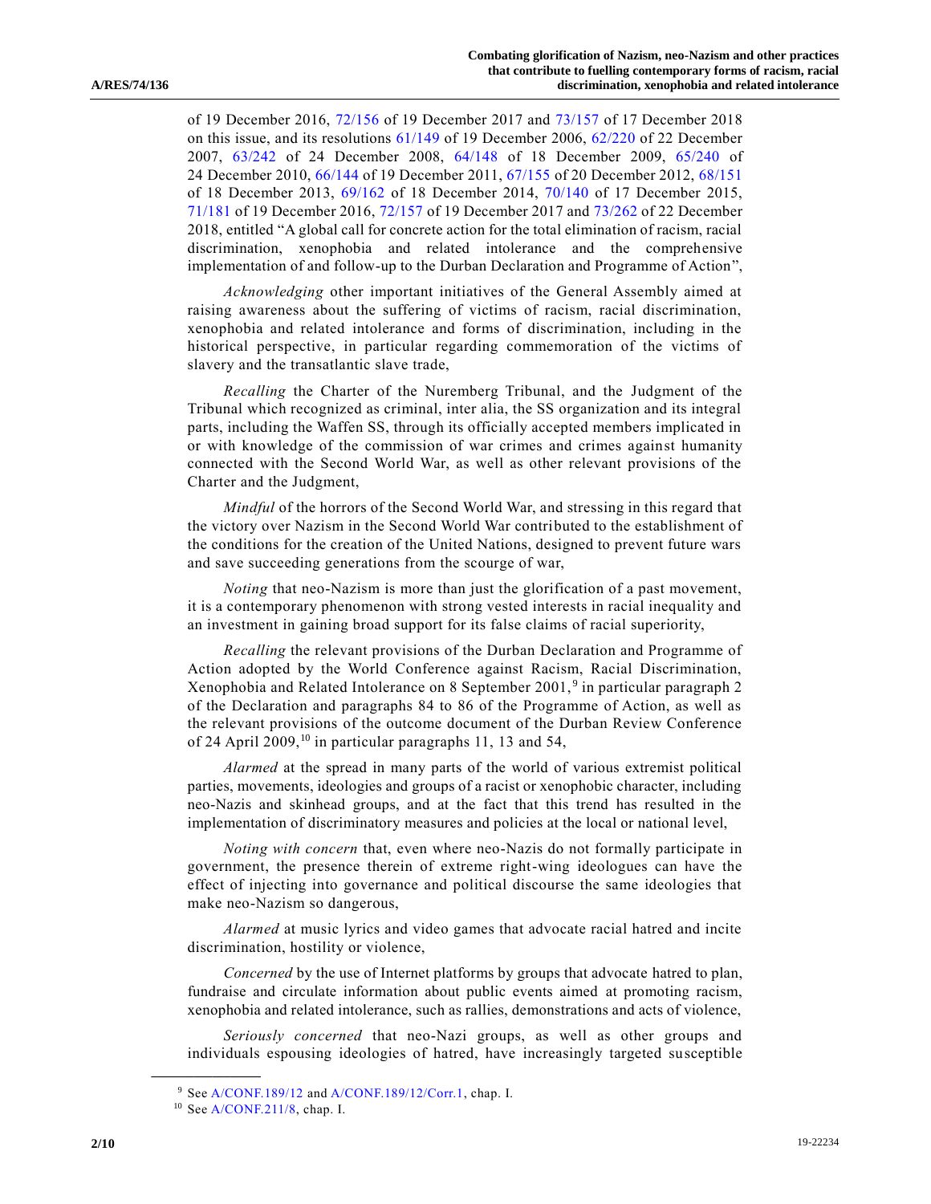of 19 December 2016, 72/156 of 19 December 2017 and 73/157 of 17 December 2018 on this issue, and its resolutions 61/149 of 19 December 2006, 62/220 of 22 December 2007, 63/242 of 24 December 2008, 64/148 of 18 December 2009, 65/240 of 24 December 2010, 66/144 of 19 December 2011, 67/155 of 20 December 2012, 68/151 of 18 December 2013, 69/162 of 18 December 2014, 70/140 of 17 December 2015, 71/181 of 19 December 2016, 72/157 of 19 December 2017 and 73/262 of 22 December 2018, entitled "A global call for concrete action for the total elimination of racism, racial discrimination, xenophobia and related intolerance and the comprehensive implementation of and follow-up to the Durban Declaration and Programme of Action",

*Acknowledging* other important initiatives of the General Assembly aimed at raising awareness about the suffering of victims of racism, racial discrimination, xenophobia and related intolerance and forms of discrimination, including in the historical perspective, in particular regarding commemoration of the victims of slavery and the transatlantic slave trade,

*Recalling* the Charter of the Nuremberg Tribunal, and the Judgment of the Tribunal which recognized as criminal, inter alia, the SS organization and its integral parts, including the Waffen SS, through its officially accepted members implicated in or with knowledge of the commission of war crimes and crimes against humanity connected with the Second World War, as well as other relevant provisions of the Charter and the Judgment,

*Mindful* of the horrors of the Second World War, and stressing in this regard that the victory over Nazism in the Second World War contributed to the establishment of the conditions for the creation of the United Nations, designed to prevent future wars and save succeeding generations from the scourge of war,

*Noting* that neo-Nazism is more than just the glorification of a past movement, it is a contemporary phenomenon with strong vested interests in racial inequality and an investment in gaining broad support for its false claims of racial superiority,

*Recalling* the relevant provisions of the Durban Declaration and Programme of Action adopted by the World Conference against Racism, Racial Discrimination, Xenophobia and Related Intolerance on 8 September 2001,[9] in particular paragraph 2 of the Declaration and paragraphs 84 to 86 of the Programme of Action, as well as the relevant provisions of the outcome document of the Durban Review Conference of 24 April 2009,[10] in particular paragraphs 11, 13 and 54,

*Alarmed* at the spread in many parts of the world of various extremist political parties, movements, ideologies and groups of a racist or xenophobic character, including neo-Nazis and skinhead groups, and at the fact that this trend has resulted in the implementation of discriminatory measures and policies at the local or national level,

*Noting with concern* that, even where neo-Nazis do not formally participate in government, the presence therein of extreme right-wing ideologues can have the effect of injecting into governance and political discourse the same ideologies that make neo-Nazism so dangerous,

*Alarmed* at music lyrics and video games that advocate racial hatred and incite discrimination, hostility or violence,

*Concerned* by the use of Internet platforms by groups that advocate hatred to plan, fundraise and circulate information about public events aimed at promoting racism, xenophobia and related intolerance, such as rallies, demonstrations and acts of violence,

*Seriously concerned* that neo-Nazi groups, as well as other groups and individuals espousing ideologies of hatred, have increasingly targeted susceptible

---

[9] See A/CONF.189/12 and A/CONF.189/12/Corr.1, chap. I.

[10] See A/CONF.211/8, chap. I.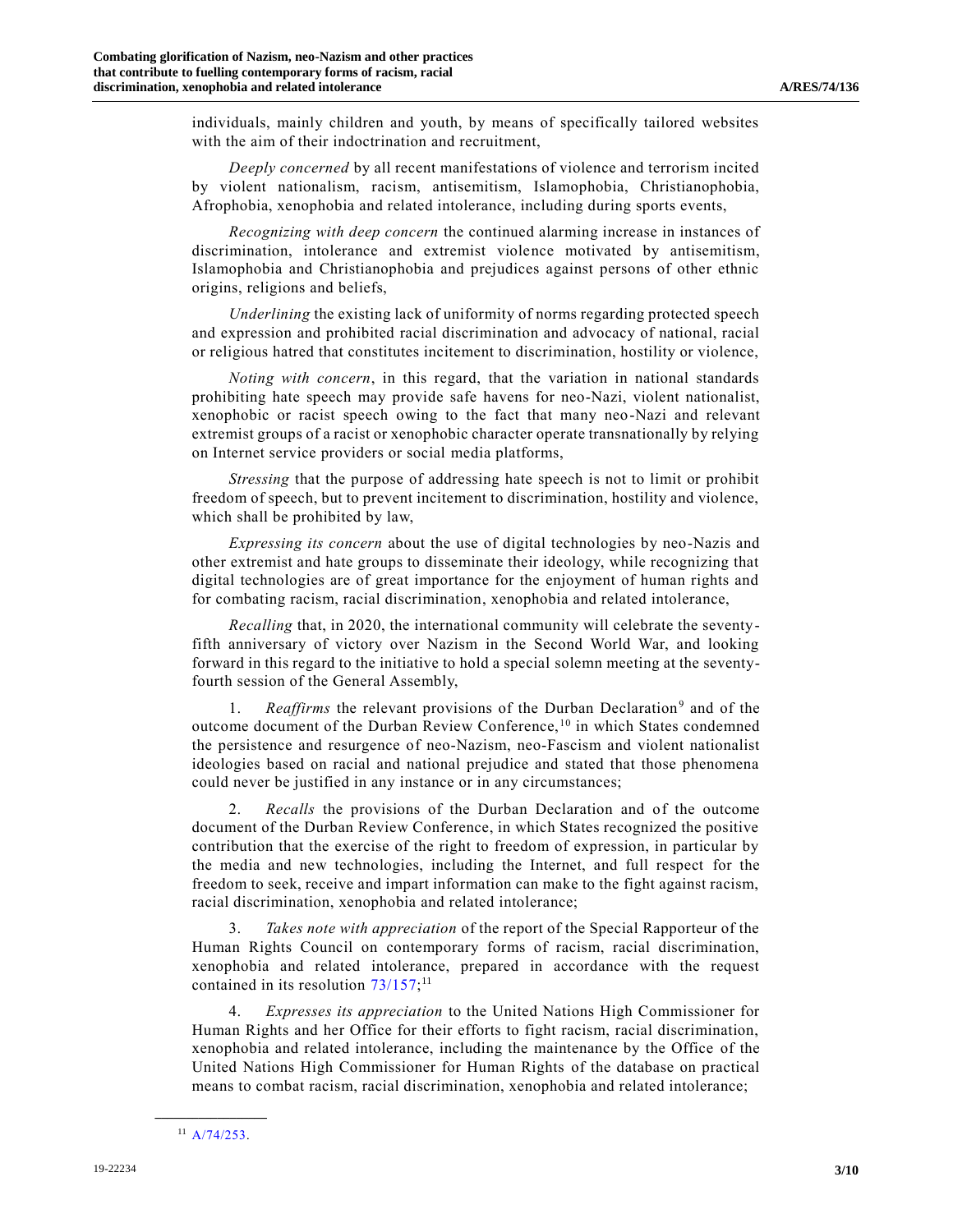individuals, mainly children and youth, by means of specifically tailored websites with the aim of their indoctrination and recruitment,

*Deeply concerned* by all recent manifestations of violence and terrorism incited by violent nationalism, racism, antisemitism, Islamophobia, Christianophobia, Afrophobia, xenophobia and related intolerance, including during sports events,

*Recognizing with deep concern* the continued alarming increase in instances of discrimination, intolerance and extremist violence motivated by antisemitism, Islamophobia and Christianophobia and prejudices against persons of other ethnic origins, religions and beliefs,

*Underlining* the existing lack of uniformity of norms regarding protected speech and expression and prohibited racial discrimination and advocacy of national, racial or religious hatred that constitutes incitement to discrimination, hostility or violence,

*Noting with concern*, in this regard, that the variation in national standards prohibiting hate speech may provide safe havens for neo-Nazi, violent nationalist, xenophobic or racist speech owing to the fact that many neo-Nazi and relevant extremist groups of a racist or xenophobic character operate transnationally by relying on Internet service providers or social media platforms,

*Stressing* that the purpose of addressing hate speech is not to limit or prohibit freedom of speech, but to prevent incitement to discrimination, hostility and violence, which shall be prohibited by law,

*Expressing its concern* about the use of digital technologies by neo-Nazis and other extremist and hate groups to disseminate their ideology, while recognizing that digital technologies are of great importance for the enjoyment of human rights and for combating racism, racial discrimination, xenophobia and related intolerance,

*Recalling* that, in 2020, the international community will celebrate the seventy-fifth anniversary of victory over Nazism in the Second World War, and looking forward in this regard to the initiative to hold a special solemn meeting at the seventy-fourth session of the General Assembly,

1. *Reaffirms* the relevant provisions of the Durban Declaration[9] and of the outcome document of the Durban Review Conference,[10] in which States condemned the persistence and resurgence of neo-Nazism, neo-Fascism and violent nationalist ideologies based on racial and national prejudice and stated that those phenomena could never be justified in any instance or in any circumstances;

2. *Recalls* the provisions of the Durban Declaration and of the outcome document of the Durban Review Conference, in which States recognized the positive contribution that the exercise of the right to freedom of expression, in particular by the media and new technologies, including the Internet, and full respect for the freedom to seek, receive and impart information can make to the fight against racism, racial discrimination, xenophobia and related intolerance;

3. *Takes note with appreciation* of the report of the Special Rapporteur of the Human Rights Council on contemporary forms of racism, racial discrimination, xenophobia and related intolerance, prepared in accordance with the request contained in its resolution 73/157;[11]

4. *Expresses its appreciation* to the United Nations High Commissioner for Human Rights and her Office for their efforts to fight racism, racial discrimination, xenophobia and related intolerance, including the maintenance by the Office of the United Nations High Commissioner for Human Rights of the database on practical means to combat racism, racial discrimination, xenophobia and related intolerance;

[11] A/74/253.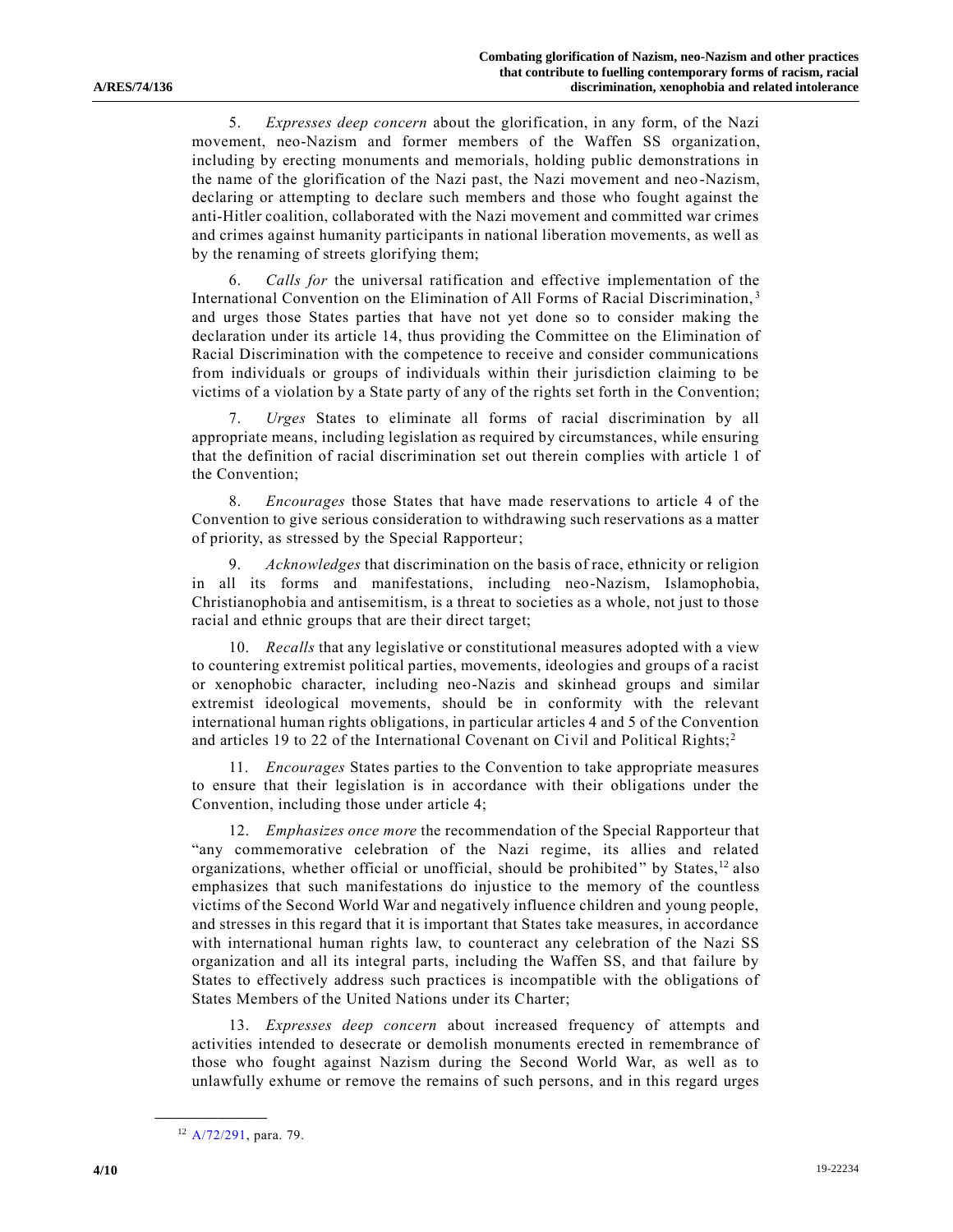5. *Expresses deep concern* about the glorification, in any form, of the Nazi movement, neo-Nazism and former members of the Waffen SS organization, including by erecting monuments and memorials, holding public demonstrations in the name of the glorification of the Nazi past, the Nazi movement and neo-Nazism, declaring or attempting to declare such members and those who fought against the anti-Hitler coalition, collaborated with the Nazi movement and committed war crimes and crimes against humanity participants in national liberation movements, as well as by the renaming of streets glorifying them;

6. *Calls for* the universal ratification and effective implementation of the International Convention on the Elimination of All Forms of Racial Discrimination,[3] and urges those States parties that have not yet done so to consider making the declaration under its article 14, thus providing the Committee on the Elimination of Racial Discrimination with the competence to receive and consider communications from individuals or groups of individuals within their jurisdiction claiming to be victims of a violation by a State party of any of the rights set forth in the Convention;

7. *Urges* States to eliminate all forms of racial discrimination by all appropriate means, including legislation as required by circumstances, while ensuring that the definition of racial discrimination set out therein complies with article 1 of the Convention;

8. *Encourages* those States that have made reservations to article 4 of the Convention to give serious consideration to withdrawing such reservations as a matter of priority, as stressed by the Special Rapporteur;

9. *Acknowledges* that discrimination on the basis of race, ethnicity or religion in all its forms and manifestations, including neo-Nazism, Islamophobia, Christianophobia and antisemitism, is a threat to societies as a whole, not just to those racial and ethnic groups that are their direct target;

10. *Recalls* that any legislative or constitutional measures adopted with a view to countering extremist political parties, movements, ideologies and groups of a racist or xenophobic character, including neo-Nazis and skinhead groups and similar extremist ideological movements, should be in conformity with the relevant international human rights obligations, in particular articles 4 and 5 of the Convention and articles 19 to 22 of the International Covenant on Civil and Political Rights;[2]

11. *Encourages* States parties to the Convention to take appropriate measures to ensure that their legislation is in accordance with their obligations under the Convention, including those under article 4;

12. *Emphasizes once more* the recommendation of the Special Rapporteur that "any commemorative celebration of the Nazi regime, its allies and related organizations, whether official or unofficial, should be prohibited" by States,[12] also emphasizes that such manifestations do injustice to the memory of the countless victims of the Second World War and negatively influence children and young people, and stresses in this regard that it is important that States take measures, in accordance with international human rights law, to counteract any celebration of the Nazi SS organization and all its integral parts, including the Waffen SS, and that failure by States to effectively address such practices is incompatible with the obligations of States Members of the United Nations under its Charter;

13. *Expresses deep concern* about increased frequency of attempts and activities intended to desecrate or demolish monuments erected in remembrance of those who fought against Nazism during the Second World War, as well as to unlawfully exhume or remove the remains of such persons, and in this regard urges

---

[12] A/72/291, para. 79.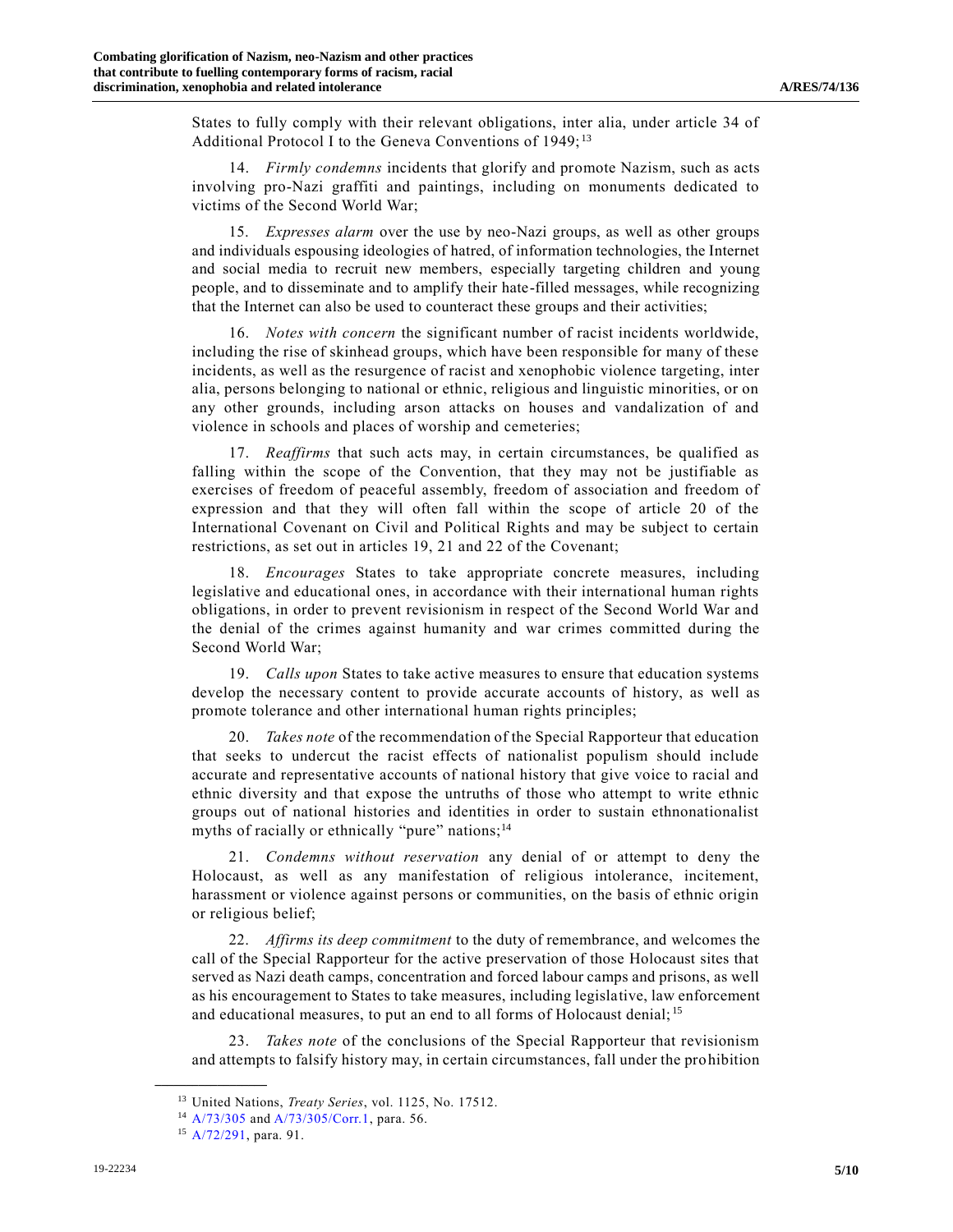States to fully comply with their relevant obligations, inter alia, under article 34 of Additional Protocol I to the Geneva Conventions of 1949;[13]

14. *Firmly condemns* incidents that glorify and promote Nazism, such as acts involving pro-Nazi graffiti and paintings, including on monuments dedicated to victims of the Second World War;

15. *Expresses alarm* over the use by neo-Nazi groups, as well as other groups and individuals espousing ideologies of hatred, of information technologies, the Internet and social media to recruit new members, especially targeting children and young people, and to disseminate and to amplify their hate-filled messages, while recognizing that the Internet can also be used to counteract these groups and their activities;

16. *Notes with concern* the significant number of racist incidents worldwide, including the rise of skinhead groups, which have been responsible for many of these incidents, as well as the resurgence of racist and xenophobic violence targeting, inter alia, persons belonging to national or ethnic, religious and linguistic minorities, or on any other grounds, including arson attacks on houses and vandalization of and violence in schools and places of worship and cemeteries;

17. *Reaffirms* that such acts may, in certain circumstances, be qualified as falling within the scope of the Convention, that they may not be justifiable as exercises of freedom of peaceful assembly, freedom of association and freedom of expression and that they will often fall within the scope of article 20 of the International Covenant on Civil and Political Rights and may be subject to certain restrictions, as set out in articles 19, 21 and 22 of the Covenant;

18. *Encourages* States to take appropriate concrete measures, including legislative and educational ones, in accordance with their international human rights obligations, in order to prevent revisionism in respect of the Second World War and the denial of the crimes against humanity and war crimes committed during the Second World War;

19. *Calls upon* States to take active measures to ensure that education systems develop the necessary content to provide accurate accounts of history, as well as promote tolerance and other international human rights principles;

20. *Takes note* of the recommendation of the Special Rapporteur that education that seeks to undercut the racist effects of nationalist populism should include accurate and representative accounts of national history that give voice to racial and ethnic diversity and that expose the untruths of those who attempt to write ethnic groups out of national histories and identities in order to sustain ethnonationalist myths of racially or ethnically "pure" nations;[14]

21. *Condemns without reservation* any denial of or attempt to deny the Holocaust, as well as any manifestation of religious intolerance, incitement, harassment or violence against persons or communities, on the basis of ethnic origin or religious belief;

22. *Affirms its deep commitment* to the duty of remembrance, and welcomes the call of the Special Rapporteur for the active preservation of those Holocaust sites that served as Nazi death camps, concentration and forced labour camps and prisons, as well as his encouragement to States to take measures, including legislative, law enforcement and educational measures, to put an end to all forms of Holocaust denial;[15]

23. *Takes note* of the conclusions of the Special Rapporteur that revisionism and attempts to falsify history may, in certain circumstances, fall under the prohibition

---

[13] United Nations, *Treaty Series*, vol. 1125, No. 17512.

[14] A/73/305 and A/73/305/Corr.1, para. 56.

[15] A/72/291, para. 91.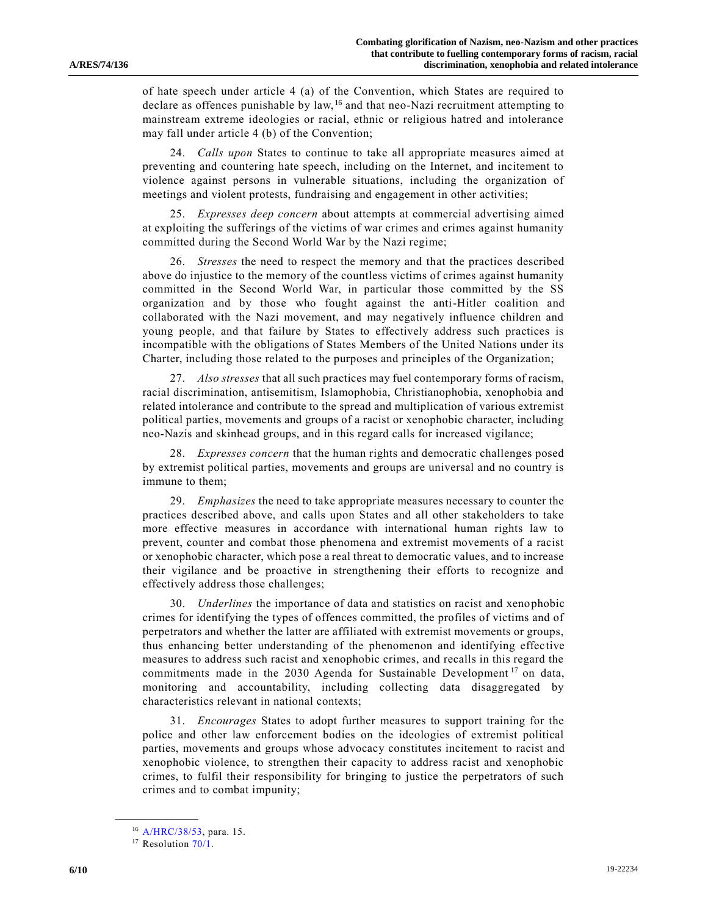of hate speech under article 4 (a) of the Convention, which States are required to declare as offences punishable by law,[16] and that neo-Nazi recruitment attempting to mainstream extreme ideologies or racial, ethnic or religious hatred and intolerance may fall under article 4 (b) of the Convention;

24. *Calls upon* States to continue to take all appropriate measures aimed at preventing and countering hate speech, including on the Internet, and incitement to violence against persons in vulnerable situations, including the organization of meetings and violent protests, fundraising and engagement in other activities;

25. *Expresses deep concern* about attempts at commercial advertising aimed at exploiting the sufferings of the victims of war crimes and crimes against humanity committed during the Second World War by the Nazi regime;

26. *Stresses* the need to respect the memory and that the practices described above do injustice to the memory of the countless victims of crimes against humanity committed in the Second World War, in particular those committed by the SS organization and by those who fought against the anti-Hitler coalition and collaborated with the Nazi movement, and may negatively influence children and young people, and that failure by States to effectively address such practices is incompatible with the obligations of States Members of the United Nations under its Charter, including those related to the purposes and principles of the Organization;

27. *Also stresses* that all such practices may fuel contemporary forms of racism, racial discrimination, antisemitism, Islamophobia, Christianophobia, xenophobia and related intolerance and contribute to the spread and multiplication of various extremist political parties, movements and groups of a racist or xenophobic character, including neo-Nazis and skinhead groups, and in this regard calls for increased vigilance;

28. *Expresses concern* that the human rights and democratic challenges posed by extremist political parties, movements and groups are universal and no country is immune to them;

29. *Emphasizes* the need to take appropriate measures necessary to counter the practices described above, and calls upon States and all other stakeholders to take more effective measures in accordance with international human rights law to prevent, counter and combat those phenomena and extremist movements of a racist or xenophobic character, which pose a real threat to democratic values, and to increase their vigilance and be proactive in strengthening their efforts to recognize and effectively address those challenges;

30. *Underlines* the importance of data and statistics on racist and xenophobic crimes for identifying the types of offences committed, the profiles of victims and of perpetrators and whether the latter are affiliated with extremist movements or groups, thus enhancing better understanding of the phenomenon and identifying effective measures to address such racist and xenophobic crimes, and recalls in this regard the commitments made in the 2030 Agenda for Sustainable Development[17] on data, monitoring and accountability, including collecting data disaggregated by characteristics relevant in national contexts;

31. *Encourages* States to adopt further measures to support training for the police and other law enforcement bodies on the ideologies of extremist political parties, movements and groups whose advocacy constitutes incitement to racist and xenophobic violence, to strengthen their capacity to address racist and xenophobic crimes, to fulfil their responsibility for bringing to justice the perpetrators of such crimes and to combat impunity;

---

[16] A/HRC/38/53, para. 15.

[17] Resolution 70/1.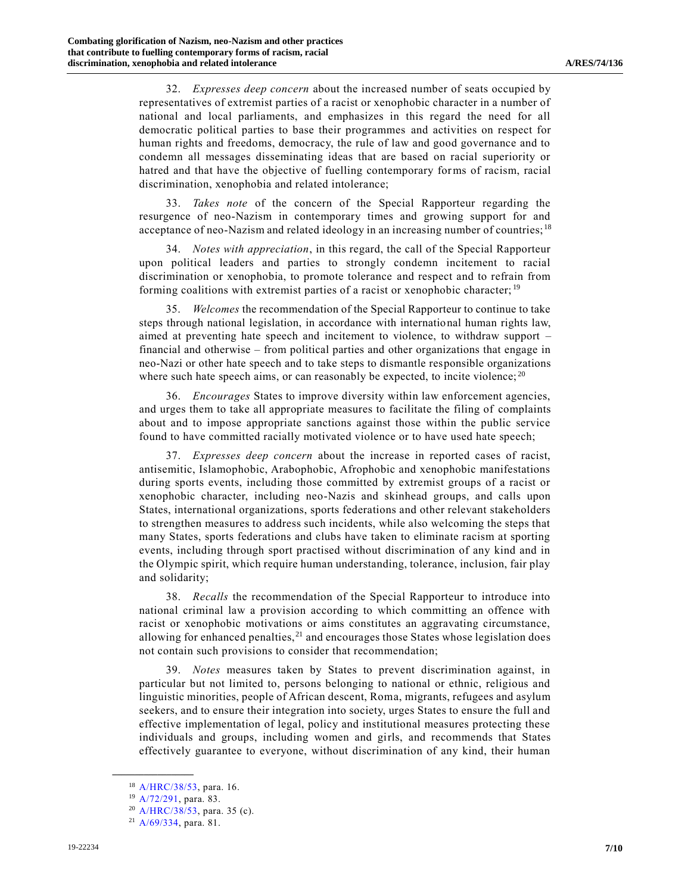32. *Expresses deep concern* about the increased number of seats occupied by representatives of extremist parties of a racist or xenophobic character in a number of national and local parliaments, and emphasizes in this regard the need for all democratic political parties to base their programmes and activities on respect for human rights and freedoms, democracy, the rule of law and good governance and to condemn all messages disseminating ideas that are based on racial superiority or hatred and that have the objective of fuelling contemporary forms of racism, racial discrimination, xenophobia and related intolerance;

33. *Takes note* of the concern of the Special Rapporteur regarding the resurgence of neo-Nazism in contemporary times and growing support for and acceptance of neo-Nazism and related ideology in an increasing number of countries;[18]

34. *Notes with appreciation*, in this regard, the call of the Special Rapporteur upon political leaders and parties to strongly condemn incitement to racial discrimination or xenophobia, to promote tolerance and respect and to refrain from forming coalitions with extremist parties of a racist or xenophobic character;[19]

35. *Welcomes* the recommendation of the Special Rapporteur to continue to take steps through national legislation, in accordance with international human rights law, aimed at preventing hate speech and incitement to violence, to withdraw support – financial and otherwise – from political parties and other organizations that engage in neo-Nazi or other hate speech and to take steps to dismantle responsible organizations where such hate speech aims, or can reasonably be expected, to incite violence;[20]

36. *Encourages* States to improve diversity within law enforcement agencies, and urges them to take all appropriate measures to facilitate the filing of complaints about and to impose appropriate sanctions against those within the public service found to have committed racially motivated violence or to have used hate speech;

37. *Expresses deep concern* about the increase in reported cases of racist, antisemitic, Islamophobic, Arabophobic, Afrophobic and xenophobic manifestations during sports events, including those committed by extremist groups of a racist or xenophobic character, including neo-Nazis and skinhead groups, and calls upon States, international organizations, sports federations and other relevant stakeholders to strengthen measures to address such incidents, while also welcoming the steps that many States, sports federations and clubs have taken to eliminate racism at sporting events, including through sport practised without discrimination of any kind and in the Olympic spirit, which require human understanding, tolerance, inclusion, fair play and solidarity;

38. *Recalls* the recommendation of the Special Rapporteur to introduce into national criminal law a provision according to which committing an offence with racist or xenophobic motivations or aims constitutes an aggravating circumstance, allowing for enhanced penalties,[21] and encourages those States whose legislation does not contain such provisions to consider that recommendation;

39. *Notes* measures taken by States to prevent discrimination against, in particular but not limited to, persons belonging to national or ethnic, religious and linguistic minorities, people of African descent, Roma, migrants, refugees and asylum seekers, and to ensure their integration into society, urges States to ensure the full and effective implementation of legal, policy and institutional measures protecting these individuals and groups, including women and girls, and recommends that States effectively guarantee to everyone, without discrimination of any kind, their human

---

[18] A/HRC/38/53, para. 16.

[19] A/72/291, para. 83.

[20] A/HRC/38/53, para. 35 (c).

[21] A/69/334, para. 81.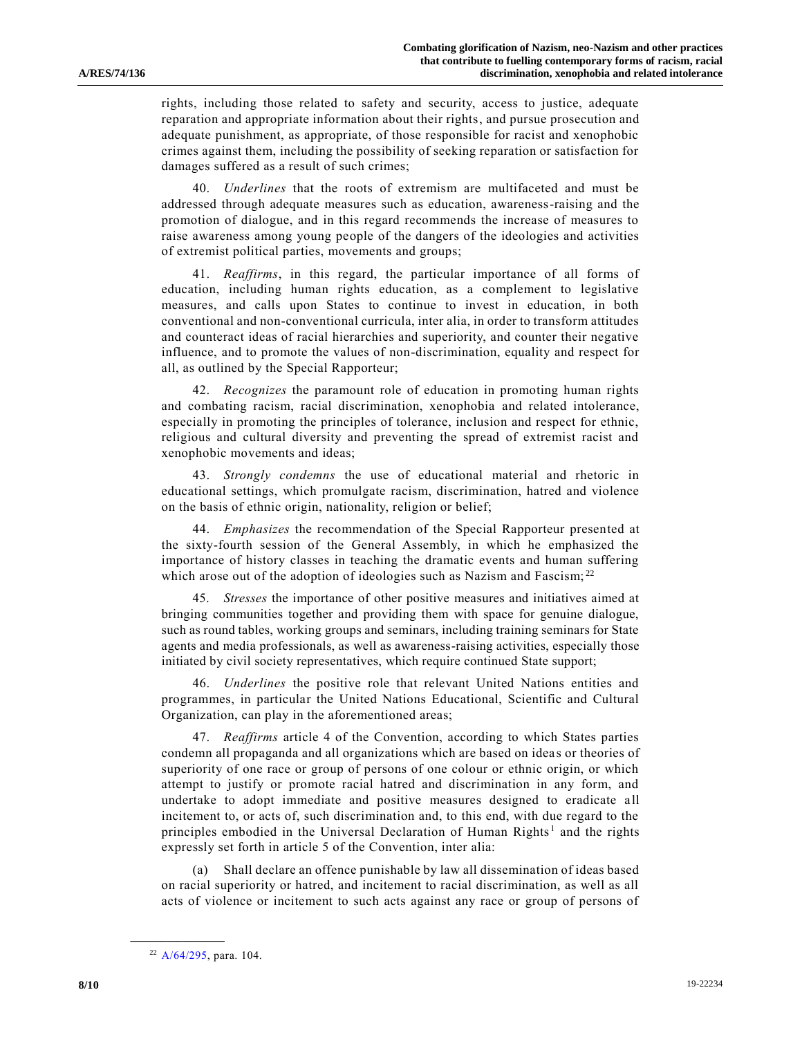rights, including those related to safety and security, access to justice, adequate reparation and appropriate information about their rights, and pursue prosecution and adequate punishment, as appropriate, of those responsible for racist and xenophobic crimes against them, including the possibility of seeking reparation or satisfaction for damages suffered as a result of such crimes;

40. *Underlines* that the roots of extremism are multifaceted and must be addressed through adequate measures such as education, awareness-raising and the promotion of dialogue, and in this regard recommends the increase of measures to raise awareness among young people of the dangers of the ideologies and activities of extremist political parties, movements and groups;

41. *Reaffirms*, in this regard, the particular importance of all forms of education, including human rights education, as a complement to legislative measures, and calls upon States to continue to invest in education, in both conventional and non-conventional curricula, inter alia, in order to transform attitudes and counteract ideas of racial hierarchies and superiority, and counter their negative influence, and to promote the values of non-discrimination, equality and respect for all, as outlined by the Special Rapporteur;

42. *Recognizes* the paramount role of education in promoting human rights and combating racism, racial discrimination, xenophobia and related intolerance, especially in promoting the principles of tolerance, inclusion and respect for ethnic, religious and cultural diversity and preventing the spread of extremist racist and xenophobic movements and ideas;

43. *Strongly condemns* the use of educational material and rhetoric in educational settings, which promulgate racism, discrimination, hatred and violence on the basis of ethnic origin, nationality, religion or belief;

44. *Emphasizes* the recommendation of the Special Rapporteur presented at the sixty-fourth session of the General Assembly, in which he emphasized the importance of history classes in teaching the dramatic events and human suffering which arose out of the adoption of ideologies such as Nazism and Fascism;[22]

45. *Stresses* the importance of other positive measures and initiatives aimed at bringing communities together and providing them with space for genuine dialogue, such as round tables, working groups and seminars, including training seminars for State agents and media professionals, as well as awareness-raising activities, especially those initiated by civil society representatives, which require continued State support;

46. *Underlines* the positive role that relevant United Nations entities and programmes, in particular the United Nations Educational, Scientific and Cultural Organization, can play in the aforementioned areas;

47. *Reaffirms* article 4 of the Convention, according to which States parties condemn all propaganda and all organizations which are based on ideas or theories of superiority of one race or group of persons of one colour or ethnic origin, or which attempt to justify or promote racial hatred and discrimination in any form, and undertake to adopt immediate and positive measures designed to eradicate all incitement to, or acts of, such discrimination and, to this end, with due regard to the principles embodied in the Universal Declaration of Human Rights[1] and the rights expressly set forth in article 5 of the Convention, inter alia:

(a) Shall declare an offence punishable by law all dissemination of ideas based on racial superiority or hatred, and incitement to racial discrimination, as well as all acts of violence or incitement to such acts against any race or group of persons of

---

[22] A/64/295, para. 104.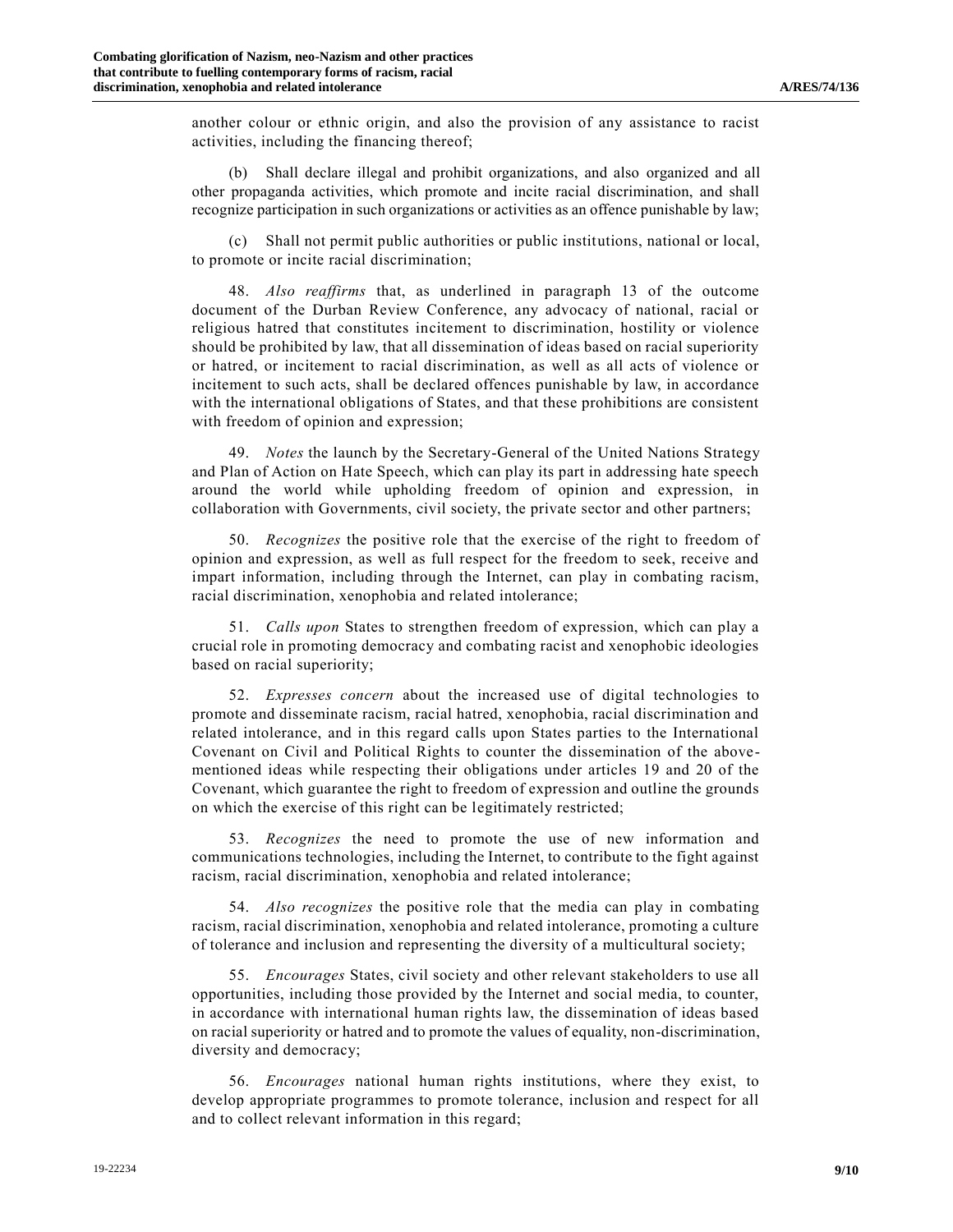another colour or ethnic origin, and also the provision of any assistance to racist activities, including the financing thereof;

(b) Shall declare illegal and prohibit organizations, and also organized and all other propaganda activities, which promote and incite racial discrimination, and shall recognize participation in such organizations or activities as an offence punishable by law;

(c) Shall not permit public authorities or public institutions, national or local, to promote or incite racial discrimination;

48. *Also reaffirms* that, as underlined in paragraph 13 of the outcome document of the Durban Review Conference, any advocacy of national, racial or religious hatred that constitutes incitement to discrimination, hostility or violence should be prohibited by law, that all dissemination of ideas based on racial superiority or hatred, or incitement to racial discrimination, as well as all acts of violence or incitement to such acts, shall be declared offences punishable by law, in accordance with the international obligations of States, and that these prohibitions are consistent with freedom of opinion and expression;

49. *Notes* the launch by the Secretary-General of the United Nations Strategy and Plan of Action on Hate Speech, which can play its part in addressing hate speech around the world while upholding freedom of opinion and expression, in collaboration with Governments, civil society, the private sector and other partners;

50. *Recognizes* the positive role that the exercise of the right to freedom of opinion and expression, as well as full respect for the freedom to seek, receive and impart information, including through the Internet, can play in combating racism, racial discrimination, xenophobia and related intolerance;

51. *Calls upon* States to strengthen freedom of expression, which can play a crucial role in promoting democracy and combating racist and xenophobic ideologies based on racial superiority;

52. *Expresses concern* about the increased use of digital technologies to promote and disseminate racism, racial hatred, xenophobia, racial discrimination and related intolerance, and in this regard calls upon States parties to the International Covenant on Civil and Political Rights to counter the dissemination of the above-mentioned ideas while respecting their obligations under articles 19 and 20 of the Covenant, which guarantee the right to freedom of expression and outline the grounds on which the exercise of this right can be legitimately restricted;

53. *Recognizes* the need to promote the use of new information and communications technologies, including the Internet, to contribute to the fight against racism, racial discrimination, xenophobia and related intolerance;

54. *Also recognizes* the positive role that the media can play in combating racism, racial discrimination, xenophobia and related intolerance, promoting a culture of tolerance and inclusion and representing the diversity of a multicultural society;

55. *Encourages* States, civil society and other relevant stakeholders to use all opportunities, including those provided by the Internet and social media, to counter, in accordance with international human rights law, the dissemination of ideas based on racial superiority or hatred and to promote the values of equality, non-discrimination, diversity and democracy;

56. *Encourages* national human rights institutions, where they exist, to develop appropriate programmes to promote tolerance, inclusion and respect for all and to collect relevant information in this regard;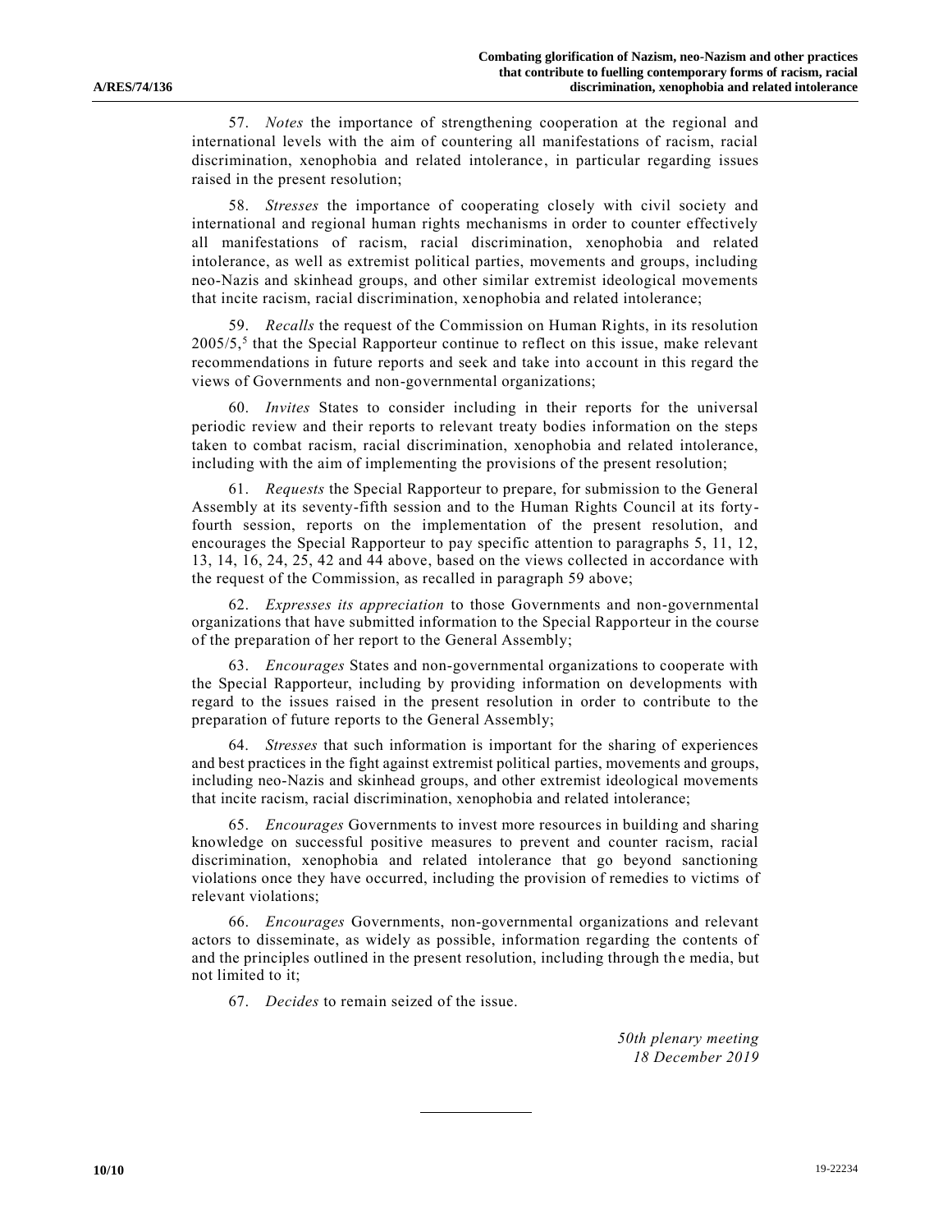57. *Notes* the importance of strengthening cooperation at the regional and international levels with the aim of countering all manifestations of racism, racial discrimination, xenophobia and related intolerance, in particular regarding issues raised in the present resolution;

58. *Stresses* the importance of cooperating closely with civil society and international and regional human rights mechanisms in order to counter effectively all manifestations of racism, racial discrimination, xenophobia and related intolerance, as well as extremist political parties, movements and groups, including neo-Nazis and skinhead groups, and other similar extremist ideological movements that incite racism, racial discrimination, xenophobia and related intolerance;

59. *Recalls* the request of the Commission on Human Rights, in its resolution 2005/5,[5] that the Special Rapporteur continue to reflect on this issue, make relevant recommendations in future reports and seek and take into account in this regard the views of Governments and non-governmental organizations;

60. *Invites* States to consider including in their reports for the universal periodic review and their reports to relevant treaty bodies information on the steps taken to combat racism, racial discrimination, xenophobia and related intolerance, including with the aim of implementing the provisions of the present resolution;

61. *Requests* the Special Rapporteur to prepare, for submission to the General Assembly at its seventy-fifth session and to the Human Rights Council at its forty-fourth session, reports on the implementation of the present resolution, and encourages the Special Rapporteur to pay specific attention to paragraphs 5, 11, 12, 13, 14, 16, 24, 25, 42 and 44 above, based on the views collected in accordance with the request of the Commission, as recalled in paragraph 59 above;

62. *Expresses its appreciation* to those Governments and non-governmental organizations that have submitted information to the Special Rapporteur in the course of the preparation of her report to the General Assembly;

63. *Encourages* States and non-governmental organizations to cooperate with the Special Rapporteur, including by providing information on developments with regard to the issues raised in the present resolution in order to contribute to the preparation of future reports to the General Assembly;

64. *Stresses* that such information is important for the sharing of experiences and best practices in the fight against extremist political parties, movements and groups, including neo-Nazis and skinhead groups, and other extremist ideological movements that incite racism, racial discrimination, xenophobia and related intolerance;

65. *Encourages* Governments to invest more resources in building and sharing knowledge on successful positive measures to prevent and counter racism, racial discrimination, xenophobia and related intolerance that go beyond sanctioning violations once they have occurred, including the provision of remedies to victims of relevant violations;

66. *Encourages* Governments, non-governmental organizations and relevant actors to disseminate, as widely as possible, information regarding the contents of and the principles outlined in the present resolution, including through the media, but not limited to it;

67. *Decides* to remain seized of the issue.

*50th plenary meeting*
*18 December 2019*